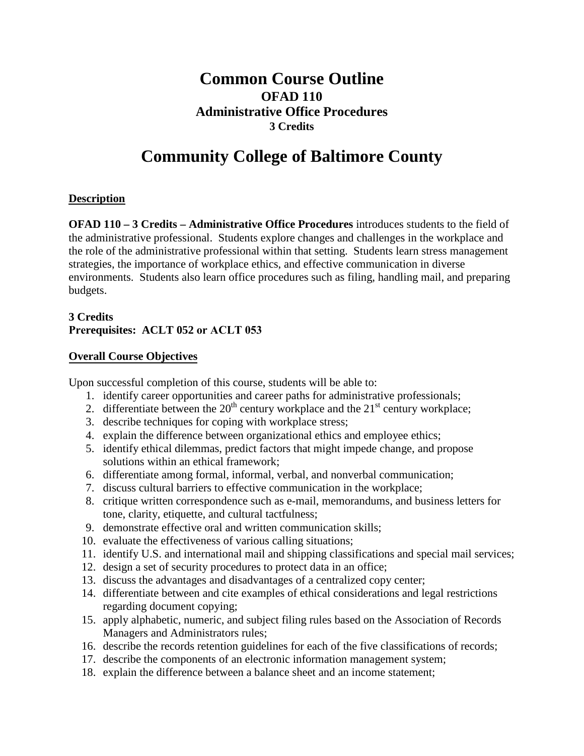# Common Course Outline

## OFAD 110

## Administrative Office Procedures

### 3 Credits

# Community College of Baltimore County

**Description**

**OFAD 110 – 3 Credits – Administrative Office Procedures** introduces students to the field of the administrative professional. Students explore changes and challenges in the workplace and the role of the administrative professional within that setting. Students learn stress management strategies, the importance of workplace ethics, and effective communication in diverse environments. Students also learn office procedures such as filing, handling mail, and preparing budgets.

**3 Credits**
**Prerequisites: ACLT 052 or ACLT 053**

**Overall Course Objectives**

Upon successful completion of this course, students will be able to:

1. identify career opportunities and career paths for administrative professionals;
2. differentiate between the 20th century workplace and the 21st century workplace;
3. describe techniques for coping with workplace stress;
4. explain the difference between organizational ethics and employee ethics;
5. identify ethical dilemmas, predict factors that might impede change, and propose solutions within an ethical framework;
6. differentiate among formal, informal, verbal, and nonverbal communication;
7. discuss cultural barriers to effective communication in the workplace;
8. critique written correspondence such as e-mail, memorandums, and business letters for tone, clarity, etiquette, and cultural tactfulness;
9. demonstrate effective oral and written communication skills;
10. evaluate the effectiveness of various calling situations;
11. identify U.S. and international mail and shipping classifications and special mail services;
12. design a set of security procedures to protect data in an office;
13. discuss the advantages and disadvantages of a centralized copy center;
14. differentiate between and cite examples of ethical considerations and legal restrictions regarding document copying;
15. apply alphabetic, numeric, and subject filing rules based on the Association of Records Managers and Administrators rules;
16. describe the records retention guidelines for each of the five classifications of records;
17. describe the components of an electronic information management system;
18. explain the difference between a balance sheet and an income statement;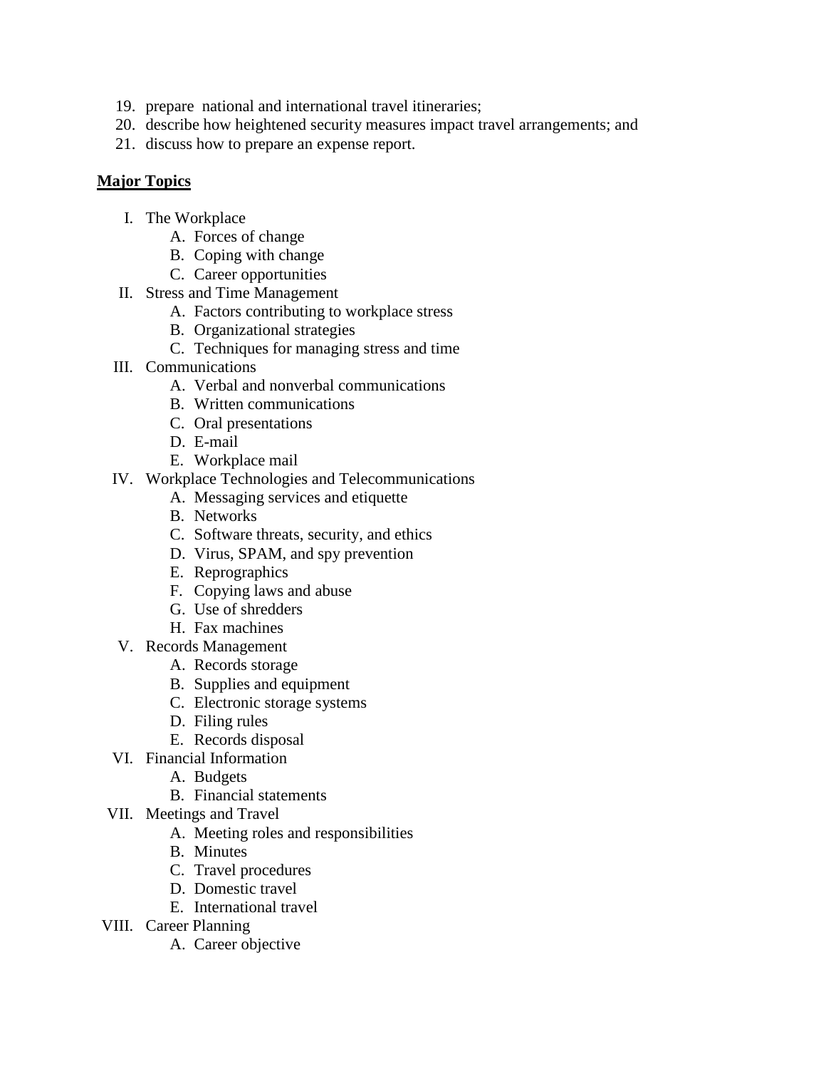19. prepare national and international travel itineraries;
20. describe how heightened security measures impact travel arrangements; and
21. discuss how to prepare an expense report.

**Major Topics**

I. The Workplace
    A. Forces of change
    B. Coping with change
    C. Career opportunities
II. Stress and Time Management
    A. Factors contributing to workplace stress
    B. Organizational strategies
    C. Techniques for managing stress and time
III. Communications
    A. Verbal and nonverbal communications
    B. Written communications
    C. Oral presentations
    D. E-mail
    E. Workplace mail
IV. Workplace Technologies and Telecommunications
    A. Messaging services and etiquette
    B. Networks
    C. Software threats, security, and ethics
    D. Virus, SPAM, and spy prevention
    E. Reprographics
    F. Copying laws and abuse
    G. Use of shredders
    H. Fax machines
V. Records Management
    A. Records storage
    B. Supplies and equipment
    C. Electronic storage systems
    D. Filing rules
    E. Records disposal
VI. Financial Information
    A. Budgets
    B. Financial statements
VII. Meetings and Travel
    A. Meeting roles and responsibilities
    B. Minutes
    C. Travel procedures
    D. Domestic travel
    E. International travel
VIII. Career Planning
    A. Career objective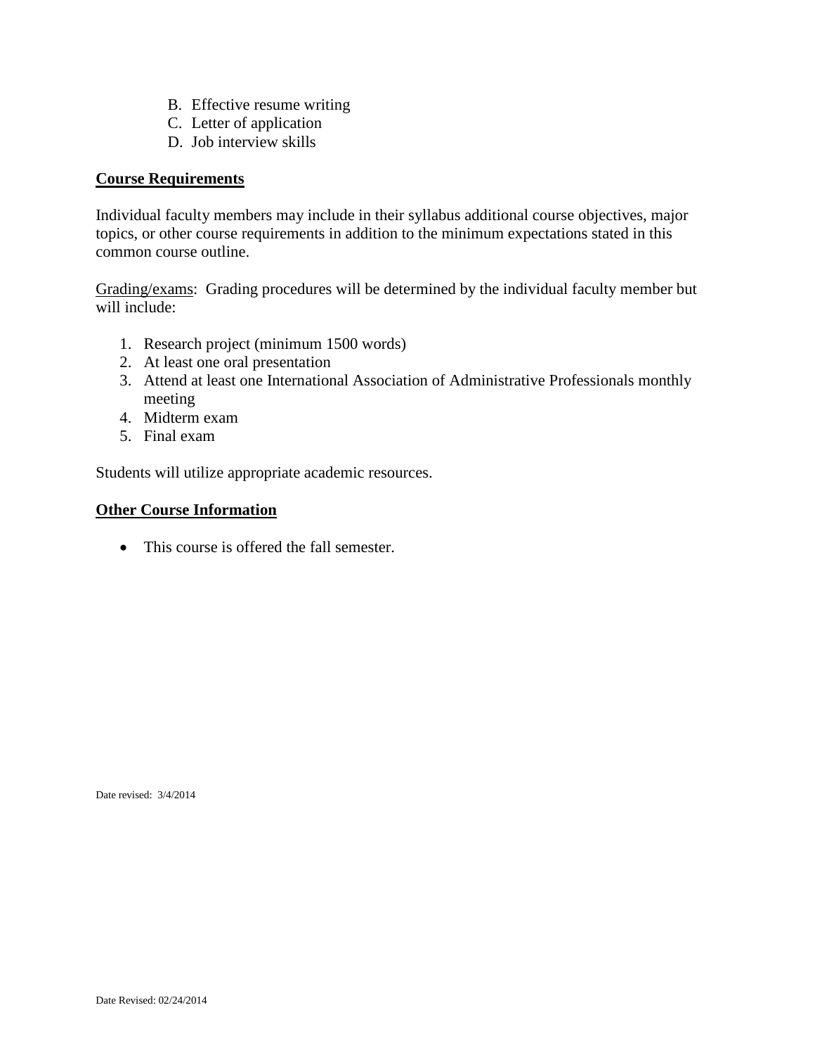B. Effective resume writing
C. Letter of application
D. Job interview skills

## Course Requirements

Individual faculty members may include in their syllabus additional course objectives, major topics, or other course requirements in addition to the minimum expectations stated in this common course outline.

Grading/exams: Grading procedures will be determined by the individual faculty member but will include:

1. Research project (minimum 1500 words)
2. At least one oral presentation
3. Attend at least one International Association of Administrative Professionals monthly meeting
4. Midterm exam
5. Final exam

Students will utilize appropriate academic resources.

## Other Course Information

- This course is offered the fall semester.

Date revised: 3/4/2014